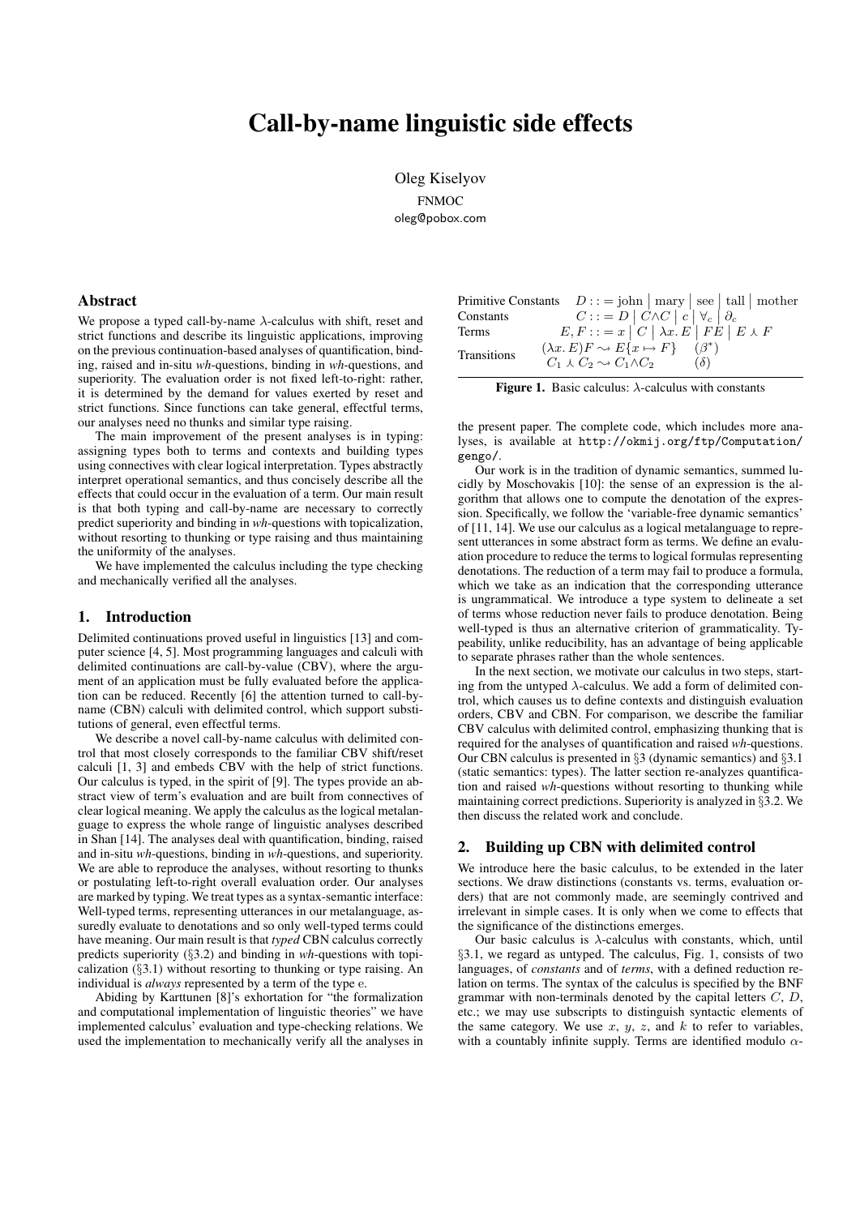# Call-by-name linguistic side effects

Oleg Kiselyov

FNMOC

oleg@pobox.com

## Abstract

We propose a typed call-by-name $\lambda$-calculus with shift, reset and strict functions and describe its linguistic applications, improving on the previous continuation-based analyses of quantification, binding, raised and in-situ *wh*-questions, binding in *wh*-questions, and superiority. The evaluation order is not fixed left-to-right: rather, it is determined by the demand for values exerted by reset and strict functions. Since functions can take general, effectful terms, our analyses need no thunks and similar type raising.

The main improvement of the present analyses is in typing: assigning types both to terms and contexts and building types using connectives with clear logical interpretation. Types abstractly interpret operational semantics, and thus concisely describe all the effects that could occur in the evaluation of a term. Our main result is that both typing and call-by-name are necessary to correctly predict superiority and binding in *wh*-questions with topicalization, without resorting to thunking or type raising and thus maintaining the uniformity of the analyses.

We have implemented the calculus including the type checking and mechanically verified all the analyses.

## 1. Introduction

Delimited continuations proved useful in linguistics [13] and computer science [4, 5]. Most programming languages and calculi with delimited continuations are call-by-value (CBV), where the argument of an application must be fully evaluated before the application can be reduced. Recently [6] the attention turned to call-by-name (CBN) calculi with delimited control, which support substitutions of general, even effectful terms.

We describe a novel call-by-name calculus with delimited control that most closely corresponds to the familiar CBV shift/reset calculi [1, 3] and embeds CBV with the help of strict functions. Our calculus is typed, in the spirit of [9]. The types provide an abstract view of term's evaluation and are built from connectives of clear logical meaning. We apply the calculus as the logical metalanguage to express the whole range of linguistic analyses described in Shan [14]. The analyses deal with quantification, binding, raised and in-situ *wh*-questions, binding in *wh*-questions, and superiority. We are able to reproduce the analyses, without resorting to thunks or postulating left-to-right overall evaluation order. Our analyses are marked by typing. We treat types as a syntax-semantic interface: Well-typed terms, representing utterances in our metalanguage, assuredly evaluate to denotations and so only well-typed terms could have meaning. Our main result is that *typed* CBN calculus correctly predicts superiority (§3.2) and binding in *wh*-questions with topicalization (§3.1) without resorting to thunking or type raising. An individual is *always* represented by a term of the type e.

Abiding by Karttunen [8]'s exhortation for "the formalization and computational implementation of linguistic theories" we have implemented calculus' evaluation and type-checking relations. We used the implementation to mechanically verify all the analyses in the present paper. The complete code, which includes more analyses, is available at `http://okmij.org/ftp/Computation/gengo/`.

Our work is in the tradition of dynamic semantics, summed lucidly by Moschovakis [10]: the sense of an expression is the algorithm that allows one to compute the denotation of the expression. Specifically, we follow the 'variable-free dynamic semantics' of [11, 14]. We use our calculus as a logical metalanguage to represent utterances in some abstract form as terms. We define an evaluation procedure to reduce the terms to logical formulas representing denotations. The reduction of a term may fail to produce a formula, which we take as an indication that the corresponding utterance is ungrammatical. We introduce a type system to delineate a set of terms whose reduction never fails to produce denotation. Being well-typed is thus an alternative criterion of grammaticality. Typeability, unlike reducibility, has an advantage of being applicable to separate phrases rather than the whole sentences.

In the next section, we motivate our calculus in two steps, starting from the untyped $\lambda$-calculus. We add a form of delimited control, which causes us to define contexts and distinguish evaluation orders, CBV and CBN. For comparison, we describe the familiar CBV calculus with delimited control, emphasizing thunking that is required for the analyses of quantification and raised *wh*-questions. Our CBN calculus is presented in §3 (dynamic semantics) and §3.1 (static semantics: types). The latter section re-analyzes quantification and raised *wh*-questions without resorting to thunking while maintaining correct predictions. Superiority is analyzed in §3.2. We then discuss the related work and conclude.

| | |
|---|---|
| Primitive Constants | $D ::= \text{john} \mid \text{mary} \mid \text{see} \mid \text{tall} \mid \text{mother}$ |
| Constants | $C ::= D \mid C {\wedge} C \mid c \mid \forall_c \mid \partial_c$ |
| Terms | $E, F ::= x \mid C \mid \lambda x.\, E \mid FE \mid E \curlywedge F$ |
| Transitions | $(\lambda x.\, E)F \rightsquigarrow E\{x \mapsto F\} \quad (\beta^*)$ <br> $C_1 \curlywedge C_2 \rightsquigarrow C_1 {\wedge} C_2 \quad (\delta)$ |

**Figure 1.** Basic calculus: $\lambda$-calculus with constants

## 2. Building up CBN with delimited control

We introduce here the basic calculus, to be extended in the later sections. We draw distinctions (constants vs. terms, evaluation orders) that are not commonly made, are seemingly contrived and irrelevant in simple cases. It is only when we come to effects that the significance of the distinctions emerges.

Our basic calculus is $\lambda$-calculus with constants, which, until §3.1, we regard as untyped. The calculus, Fig. 1, consists of two languages, of *constants* and of *terms*, with a defined reduction relation on terms. The syntax of the calculus is specified by the BNF grammar with non-terminals denoted by the capital letters $C$, $D$, etc.; we may use subscripts to distinguish syntactic elements of the same category. We use $x$, $y$, $z$, and $k$ to refer to variables, with a countably infinite supply. Terms are identified modulo $\alpha$-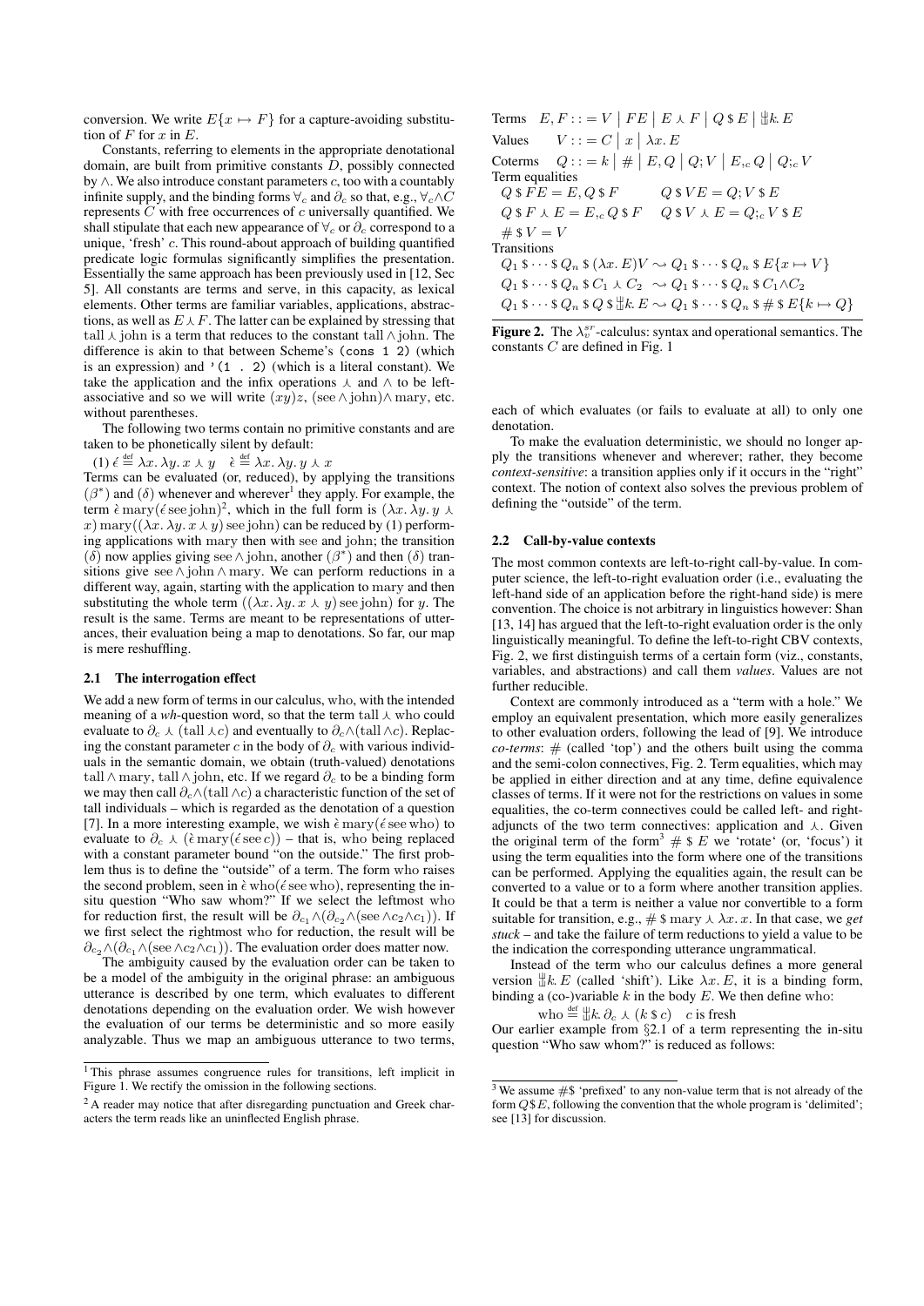conversion. We write $E\{x \mapsto F\}$ for a capture-avoiding substitution of $F$ for $x$ in $E$.

Constants, referring to elements in the appropriate denotational domain, are built from primitive constants $D$, possibly connected by $\wedge$. We also introduce constant parameters $c$, too with a countably infinite supply, and the binding forms $\forall_c$ and $\partial_c$ so that, e.g., $\forall_c{\wedge}C$ represents $C$ with free occurrences of $c$ universally quantified. We shall stipulate that each new appearance of $\forall_c$ or $\partial_c$ correspond to a unique, 'fresh' $c$. This round-about approach of building quantified predicate logic formulas significantly simplifies the presentation. Essentially the same approach has been previously used in [12, Sec 5]. All constants are terms and serve, in this capacity, as lexical elements. Other terms are familiar variables, applications, abstractions, as well as $E \curlywedge F$. The latter can be explained by stressing that $\mathrm{tall} \curlywedge \mathrm{john}$ is a term that reduces to the constant $\mathrm{tall} \wedge \mathrm{john}$. The difference is akin to that between Scheme's `(cons 1 2)` (which is an expression) and `'(1 . 2)` (which is a literal constant). We take the application and the infix operations $\curlywedge$ and $\wedge$ to be left-associative and so we will write $(xy)z$, $(\mathrm{see} \wedge \mathrm{john}) \wedge \mathrm{mary}$, etc. without parentheses.

The following two terms contain no primitive constants and are taken to be phonetically silent by default:

(1) $\acute{\epsilon} \stackrel{\mathrm{def}}{=} \lambda x.\, \lambda y.\, x \curlywedge y \quad \grave{\epsilon} \stackrel{\mathrm{def}}{=} \lambda x.\, \lambda y.\, y \curlywedge x$

Terms can be evaluated (or, reduced), by applying the transitions $(\beta^*)$ and $(\delta)$ whenever and wherever[1] they apply. For example, the term $\grave{\epsilon}\,\mathrm{mary}(\acute{\epsilon}\,\mathrm{see}\,\mathrm{john})$[2], which in the full form is $(\lambda x.\, \lambda y.\, y \curlywedge x)\,\mathrm{mary}((\lambda x.\, \lambda y.\, x \curlywedge y)\,\mathrm{see}\,\mathrm{john})$ can be reduced by (1) performing applications with mary then with see and john; the transition $(\delta)$ now applies giving $\mathrm{see} \wedge \mathrm{john}$, another $(\beta^*)$ and then $(\delta)$ transitions give $\mathrm{see} \wedge \mathrm{john} \wedge \mathrm{mary}$. We can perform reductions in a different way, again, starting with the application to mary and then substituting the whole term $((\lambda x.\, \lambda y.\, x \curlywedge y)\,\mathrm{see}\,\mathrm{john})$ for $y$. The result is the same. Terms are meant to be representations of utterances, their evaluation being a map to denotations. So far, our map is mere reshuffling.

### 2.1 The interrogation effect

We add a new form of terms in our calculus, who, with the intended meaning of a *wh*-question word, so that the term $\mathrm{tall} \curlywedge \mathrm{who}$ could evaluate to $\partial_c \curlywedge (\mathrm{tall} \curlywedge c)$ and eventually to $\partial_c{\wedge}(\mathrm{tall} \wedge c)$. Replacing the constant parameter $c$ in the body of $\partial_c$ with various individuals in the semantic domain, we obtain (truth-valued) denotations $\mathrm{tall} \wedge \mathrm{mary}$, $\mathrm{tall} \wedge \mathrm{john}$, etc. If we regard $\partial_c$ to be a binding form we may then call $\partial_c{\wedge}(\mathrm{tall} \wedge c)$ a characteristic function of the set of tall individuals – which is regarded as the denotation of a question [7]. In a more interesting example, we wish $\grave{\epsilon}\,\mathrm{mary}(\acute{\epsilon}\,\mathrm{see}\,\mathrm{who})$ to evaluate to $\partial_c \curlywedge (\grave{\epsilon}\,\mathrm{mary}(\acute{\epsilon}\,\mathrm{see}\,c))$ – that is, who being replaced with a constant parameter bound "on the outside." The first problem thus is to define the "outside" of a term. The form who raises the second problem, seen in $\grave{\epsilon}\,\mathrm{who}(\acute{\epsilon}\,\mathrm{see}\,\mathrm{who})$, representing the in-situ question "Who saw whom?" If we select the leftmost who for reduction first, the result will be $\partial_{c_1}{\wedge}(\partial_{c_2}{\wedge}(\mathrm{see} \wedge c_2 \wedge c_1))$. If we first select the rightmost who for reduction, the result will be $\partial_{c_2}{\wedge}(\partial_{c_1}{\wedge}(\mathrm{see} \wedge c_2 \wedge c_1))$. The evaluation order does matter now.

The ambiguity caused by the evaluation order can be taken to be a model of the ambiguity in the original phrase: an ambiguous utterance is described by one term, which evaluates to different denotations depending on the evaluation order. We wish however the evaluation of our terms be deterministic and so more easily analyzable. Thus we map an ambiguous utterance to two terms, each of which evaluates (or fails to evaluate at all) to only one denotation.

To make the evaluation deterministic, we should no longer apply the transitions whenever and wherever; rather, they become *context-sensitive*: a transition applies only if it occurs in the "right" context. The notion of context also solves the previous problem of defining the "outside" of the term.

[1] This phrase assumes congruence rules for transitions, left implicit in Figure 1. We rectify the omission in the following sections.

[2] A reader may notice that after disregarding punctuation and Greek characters the term reads like an uninflected English phrase.

Terms $\quad E, F ::= V \mid FE \mid E \curlywedge F \mid Q \,\$\, E \mid \sharp k.\, E$

Values $\quad V ::= C \mid x \mid \lambda x.\, E$

Coterms $\quad Q ::= k \mid \# \mid E, Q \mid Q; V \mid E,_c Q \mid Q;_c V$

Term equalities

$$Q \,\$\, FE = E, Q \,\$\, F \qquad Q \,\$\, VE = Q; V \,\$\, E$$

$$Q \,\$\, F \curlywedge E = E,_c Q \,\$\, F \qquad Q \,\$\, V \curlywedge E = Q;_c V \,\$\, E$$

$$\# \,\$\, V = V$$

Transitions

$$Q_1 \,\$ \cdots \$\, Q_n \,\$\, (\lambda x.\, E)V \rightsquigarrow Q_1 \,\$ \cdots \$\, Q_n \,\$\, E\{x \mapsto V\}$$

$$Q_1 \,\$ \cdots \$\, Q_n \,\$\, C_1 \curlywedge C_2 \rightsquigarrow Q_1 \,\$ \cdots \$\, Q_n \,\$\, C_1 {\wedge} C_2$$

$$Q_1 \,\$ \cdots \$\, Q_n \,\$\, Q \,\$\, \sharp k.\, E \rightsquigarrow Q_1 \,\$ \cdots \$\, Q_n \,\$\, \# \,\$\, E\{k \mapsto Q\}$$

**Figure 2.** The $\lambda_v^{sr}$-calculus: syntax and operational semantics. The constants $C$ are defined in Fig. 1

### 2.2 Call-by-value contexts

The most common contexts are left-to-right call-by-value. In computer science, the left-to-right evaluation order (i.e., evaluating the left-hand side of an application before the right-hand side) is mere convention. The choice is not arbitrary in linguistics however: Shan [13, 14] has argued that the left-to-right evaluation order is the only linguistically meaningful. To define the left-to-right CBV contexts, Fig. 2, we first distinguish terms of a certain form (viz., constants, variables, and abstractions) and call them *values*. Values are not further reducible.

Context are commonly introduced as a "term with a hole." We employ an equivalent presentation, which more easily generalizes to other evaluation orders, following the lead of [9]. We introduce *co-terms*: $\#$ (called 'top') and the others built using the comma and the semi-colon connectives, Fig. 2. Term equalities, which may be applied in either direction and at any time, define equivalence classes of terms. If it were not for the restrictions on values in some equalities, the co-term connectives could be called left- and right-adjuncts of the two term connectives: application and $\curlywedge$. Given the original term of the form[3] $\# \,\$\, E$ we 'rotate' (or, 'focus') it using the term equalities into the form where one of the transitions can be performed. Applying the equalities again, the result can be converted to a value or to a form where another transition applies. It could be that a term is neither a value nor convertible to a form suitable for transition, e.g., $\# \,\$\, \mathrm{mary} \curlywedge \lambda x.\, x$. In that case, we *get stuck* – and take the failure of term reductions to yield a value to be the indication the corresponding utterance ungrammatical.

Instead of the term who our calculus defines a more general version $\sharp k.\, E$ (called 'shift'). Like $\lambda x.\, E$, it is a binding form, binding a (co-)variable $k$ in the body $E$. We then define who:

$$\mathrm{who} \stackrel{\mathrm{def}}{=} \sharp k.\, \partial_c \curlywedge (k \,\$\, c) \quad c \text{ is fresh}$$

Our earlier example from §2.1 of a term representing the in-situ question "Who saw whom?" is reduced as follows:

[3] We assume $\#\$$ 'prefixed' to any non-value term that is not already of the form $Q\$E$, following the convention that the whole program is 'delimited'; see [13] for discussion.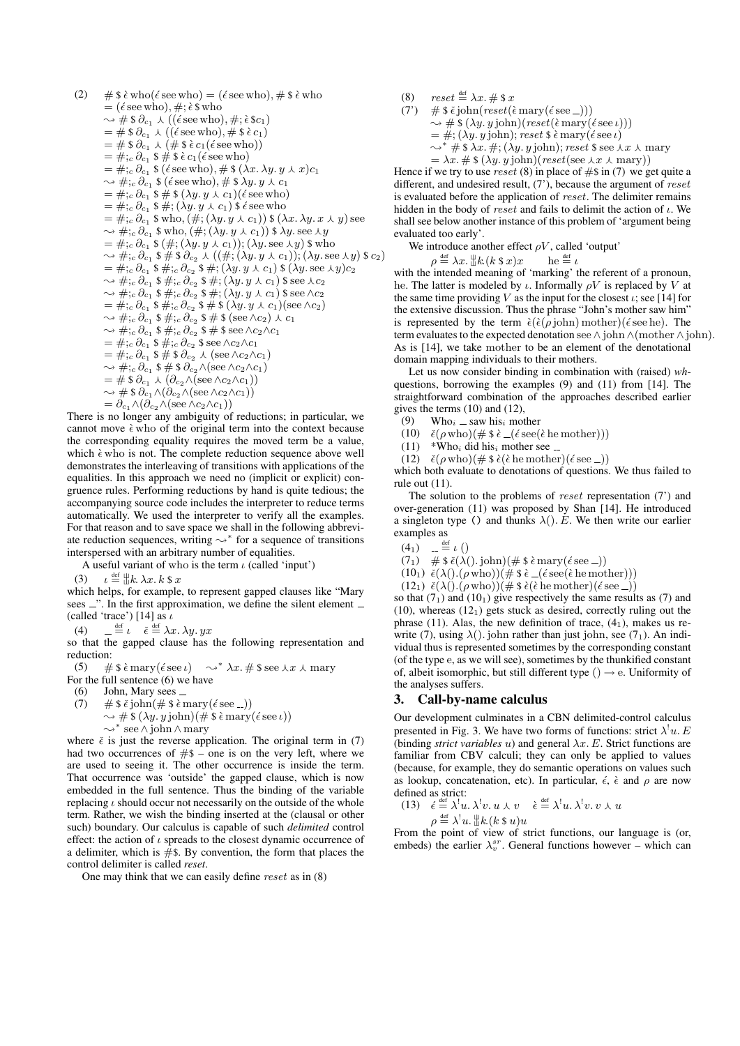(2)
$$
\begin{aligned}
&\# \$ \grave{\epsilon}\, \mathrm{who}(\acute{\epsilon}\, \mathrm{see\, who}) = (\acute{\epsilon}\, \mathrm{see\, who}), \# \$ \grave{\epsilon}\, \mathrm{who} \\
&= (\acute{\epsilon}\, \mathrm{see\, who}), \#; \grave{\epsilon} \$ \mathrm{who} \\
&\rightsquigarrow \# \$ \partial_{c_1} \curlywedge ((\acute{\epsilon}\, \mathrm{see\, who}), \#; \grave{\epsilon} \$ c_1) \\
&= \# \$ \partial_{c_1} \curlywedge ((\acute{\epsilon}\, \mathrm{see\, who}), \# \$ \grave{\epsilon}\, c_1) \\
&= \# \$ \partial_{c_1} \curlywedge (\# \$ \grave{\epsilon}\, c_1 (\acute{\epsilon}\, \mathrm{see\, who})) \\
&= \#;_c \partial_{c_1} \$ \# \$ \grave{\epsilon}\, c_1 (\acute{\epsilon}\, \mathrm{see\, who}) \\
&= \#;_c \partial_{c_1} \$ (\acute{\epsilon}\, \mathrm{see\, who}), \# \$ (\lambda x. \lambda y. y \curlywedge x) c_1 \\
&\rightsquigarrow \#;_c \partial_{c_1} \$ (\acute{\epsilon}\, \mathrm{see\, who}), \# \$ \lambda y. y \curlywedge c_1 \\
&= \#;_c \partial_{c_1} \$ \# \$ (\lambda y. y \curlywedge c_1)(\acute{\epsilon}\, \mathrm{see\, who}) \\
&= \#;_c \partial_{c_1} \$ \#; (\lambda y. y \curlywedge c_1) \$ \acute{\epsilon}\, \mathrm{see\, who} \\
&= \#;_c \partial_{c_1} \$ \mathrm{who}, (\#; (\lambda y. y \curlywedge c_1)) \$ (\lambda x. \lambda y. x \curlywedge y)\, \mathrm{see} \\
&\rightsquigarrow \#;_c \partial_{c_1} \$ \mathrm{who}, (\#; (\lambda y. y \curlywedge c_1)) \$ \lambda y. \mathrm{see} \curlywedge y \\
&= \#;_c \partial_{c_1} \$ (\#; (\lambda y. y \curlywedge c_1)); (\lambda y. \mathrm{see} \curlywedge y) \$ \mathrm{who} \\
&\rightsquigarrow \#;_c \partial_{c_1} \$ \# \$ \partial_{c_2} \curlywedge ((\#; (\lambda y. y \curlywedge c_1)); (\lambda y. \mathrm{see} \curlywedge y) \$ c_2) \\
&= \#;_c \partial_{c_1} \$ \#;_c \partial_{c_2} \$ \#; (\lambda y. y \curlywedge c_1) \$ (\lambda y. \mathrm{see} \curlywedge y) c_2 \\
&\rightsquigarrow \#;_c \partial_{c_1} \$ \#;_c \partial_{c_2} \$ \#; (\lambda y. y \curlywedge c_1) \$ \mathrm{see} \curlywedge c_2 \\
&\rightsquigarrow \#;_c \partial_{c_1} \$ \#;_c \partial_{c_2} \$ \#; (\lambda y. y \curlywedge c_1) \$ \mathrm{see} \wedge c_2 \\
&= \#;_c \partial_{c_1} \$ \#;_c \partial_{c_2} \$ \# \$ (\lambda y. y \curlywedge c_1)(\mathrm{see} \wedge c_2) \\
&\rightsquigarrow \#;_c \partial_{c_1} \$ \#;_c \partial_{c_2} \$ \# \$ (\mathrm{see} \wedge c_2) \curlywedge c_1 \\
&\rightsquigarrow \#;_c \partial_{c_1} \$ \#;_c \partial_{c_2} \$ \# \$ \mathrm{see} \wedge c_2 \wedge c_1 \\
&= \#;_c \partial_{c_1} \$ \#;_c \partial_{c_2} \$ \mathrm{see} \wedge c_2 \wedge c_1 \\
&= \#;_c \partial_{c_1} \$ \# \$ \partial_{c_2} \curlywedge (\mathrm{see} \wedge c_2 \wedge c_1) \\
&\rightsquigarrow \#;_c \partial_{c_1} \$ \# \$ \partial_{c_2} \wedge (\mathrm{see} \wedge c_2 \wedge c_1) \\
&= \# \$ \partial_{c_1} \curlywedge (\partial_{c_2} \wedge (\mathrm{see} \wedge c_2 \wedge c_1)) \\
&\rightsquigarrow \# \$ \partial_{c_1} \wedge (\partial_{c_2} \wedge (\mathrm{see} \wedge c_2 \wedge c_1)) \\
&= \partial_{c_1} \wedge (\partial_{c_2} \wedge (\mathrm{see} \wedge c_2 \wedge c_1))
\end{aligned}
$$

There is no longer any ambiguity of reductions; in particular, we cannot move $\grave{\epsilon}$ who of the original term into the context because the corresponding equality requires the moved term be a value, which $\grave{\epsilon}$ who is not. The complete reduction sequence above well demonstrates the interleaving of transitions with applications of the equalities. In this approach we need no (implicit or explicit) congruence rules. Performing reductions by hand is quite tedious; the accompanying source code includes the interpreter to reduce terms automatically. We used the interpreter to verify all the examples. For that reason and to save space we shall in the following abbreviate reduction sequences, writing $\rightsquigarrow^*$ for a sequence of transitions interspersed with an arbitrary number of equalities.

A useful variant of who is the term $\iota$ (called 'input')

(3) $\iota \stackrel{\text{def}}{=} \Downarrow\!\!\!\!\Downarrow k.\, \lambda x.\, k \$ x$

which helps, for example, to represent gapped clauses like "Mary sees _". In the first approximation, we define the silent element _ (called 'trace') [14] as $\iota$

(4) $\_ \stackrel{\text{def}}{=} \iota \quad \check{\epsilon} \stackrel{\text{def}}{=} \lambda x.\, \lambda y.\, yx$

so that the gapped clause has the following representation and reduction:

(5) $\# \$ \grave{\epsilon}\, \mathrm{mary}(\acute{\epsilon}\, \mathrm{see}\, \iota) \quad \rightsquigarrow^* \lambda x. \# \$ \mathrm{see} \curlywedge x \curlywedge \mathrm{mary}$

For the full sentence (6) we have

(6) John, Mary sees _

(7) $\# \$ \check{\epsilon}\, \mathrm{john}(\# \$ \grave{\epsilon}\, \mathrm{mary}(\acute{\epsilon}\, \mathrm{see}\, \_))$
$\rightsquigarrow \# \$ (\lambda y.\, y\, \mathrm{john})(\# \$ \grave{\epsilon}\, \mathrm{mary}(\acute{\epsilon}\, \mathrm{see}\, \iota))$
$\rightsquigarrow^* \mathrm{see} \wedge \mathrm{john} \wedge \mathrm{mary}$

where $\check{\epsilon}$ is just the reverse application. The original term in (7) had two occurrences of #\$ – one is on the very left, where we are used to seeing it. The other occurrence is inside the term. That occurrence was 'outside' the gapped clause, which is now embedded in the full sentence. Thus the binding of the variable replacing $\iota$ should occur not necessarily on the outside of the whole term. Rather, we wish the binding inserted at the (clausal or other such) boundary. Our calculus is capable of such *delimited* control effect: the action of $\iota$ spreads to the closest dynamic occurrence of a delimiter, which is #\$. By convention, the form that places the control delimiter is called *reset*.

One may think that we can easily define *reset* as in (8)

(8) $\mathit{reset} \stackrel{\text{def}}{=} \lambda x. \# \$ x$

(7') $\# \$ \check{\epsilon}\, \mathrm{john}(\mathit{reset}(\grave{\epsilon}\, \mathrm{mary}(\acute{\epsilon}\, \mathrm{see}\, \_)))$
$\rightsquigarrow \# \$ (\lambda y.\, y\, \mathrm{john})(\mathit{reset}(\grave{\epsilon}\, \mathrm{mary}(\acute{\epsilon}\, \mathrm{see}\, \iota)))$
$= \#; (\lambda y.\, y\, \mathrm{john}); \mathit{reset} \$ \grave{\epsilon}\, \mathrm{mary}(\acute{\epsilon}\, \mathrm{see}\, \iota)$
$\rightsquigarrow^* \# \$ \lambda x. \#; (\lambda y.\, y\, \mathrm{john}); \mathit{reset} \$ \mathrm{see} \curlywedge x \curlywedge \mathrm{mary}$
$= \lambda x. \# \$ (\lambda y.\, y\, \mathrm{john})(\mathit{reset}(\mathrm{see} \curlywedge x \curlywedge \mathrm{mary}))$

Hence if we try to use *reset* (8) in place of #\$ in (7) we get quite a different, and undesired result, (7'), because the argument of *reset* is evaluated before the application of *reset*. The delimiter remains hidden in the body of *reset* and fails to delimit the action of $\iota$. We shall see below another instance of this problem of 'argument being evaluated too early'.

We introduce another effect $\rho V$, called 'output'

$$\rho \stackrel{\text{def}}{=} \lambda x. \Downarrow\!\!\!\!\Downarrow k. (k \$ x) x \qquad \mathrm{he} \stackrel{\text{def}}{=} \iota$$

with the intended meaning of 'marking' the referent of a pronoun, he. The latter is modeled by $\iota$. Informally $\rho V$ is replaced by $V$ at the same time providing $V$ as the input for the closest $\iota$; see [14] for the extensive discussion. Thus the phrase "John's mother saw him" is represented by the term $\grave{\epsilon}(\grave{\epsilon}(\rho\, \mathrm{john})\, \mathrm{mother})(\acute{\epsilon}\, \mathrm{see\, he})$. The term evaluates to the expected denotation $\mathrm{see} \wedge \mathrm{john} \wedge (\mathrm{mother} \wedge \mathrm{john})$. As is [14], we take mother to be an element of the denotational domain mapping individuals to their mothers.

Let us now consider binding in combination with (raised) *wh*-questions, borrowing the examples (9) and (11) from [14]. The straightforward combination of the approaches described earlier gives the terms (10) and (12),

(9) Who$_i$ _ saw his$_i$ mother

(10) $\check{\epsilon}(\rho\, \mathrm{who})(\# \$ \grave{\epsilon}\, \_(\acute{\epsilon}\, \mathrm{see}(\grave{\epsilon}\, \mathrm{he\, mother})))$

(11) *Who$_i$ did his$_i$ mother see _

(12) $\check{\epsilon}(\rho\, \mathrm{who})(\# \$ \grave{\epsilon}(\grave{\epsilon}\, \mathrm{he\, mother})(\acute{\epsilon}\, \mathrm{see}\, \_))$

which both evaluate to denotations of questions. We thus failed to rule out (11).

The solution to the problems of *reset* representation (7') and over-generation (11) was proposed by Shan [14]. He introduced a singleton type () and thunks $\lambda().\, E$. We then write our earlier examples as

(4$_1$) $\_ \stackrel{\text{def}}{=} \iota\, ()$

(7$_1$) $\# \$ \check{\epsilon}(\lambda().\, \mathrm{john})(\# \$ \grave{\epsilon}\, \mathrm{mary}(\acute{\epsilon}\, \mathrm{see}\, \_))$

(10$_1$) $\check{\epsilon}(\lambda().(\rho\, \mathrm{who}))(\# \$ \grave{\epsilon}\, \_(\acute{\epsilon}\, \mathrm{see}(\grave{\epsilon}\, \mathrm{he\, mother})))$

(12$_1$) $\check{\epsilon}(\lambda().(\rho\, \mathrm{who}))(\# \$ \grave{\epsilon}(\grave{\epsilon}\, \mathrm{he\, mother})(\acute{\epsilon}\, \mathrm{see}\, \_))$

so that (7$_1$) and (10$_1$) give respectively the same results as (7) and (10), whereas (12$_1$) gets stuck as desired, correctly ruling out the phrase (11). Alas, the new definition of trace, (4$_1$), makes us re-write (7), using $\lambda().\, \mathrm{john}$ rather than just john, see (7$_1$). An individual thus is represented sometimes by the corresponding constant (of the type e, as we will see), sometimes by the thunkified constant of, albeit isomorphic, but still different type () → e. Uniformity of the analyses suffers.

## 3. Call-by-name calculus

Our development culminates in a CBN delimited-control calculus presented in Fig. 3. We have two forms of functions: strict $\lambda^! u.\, E$ (binding *strict variables* $u$) and general $\lambda x.\, E$. Strict functions are familiar from CBV calculi; they can only be applied to values (because, for example, they do semantic operations on values such as lookup, concatenation, etc). In particular, $\acute{\epsilon}$, $\grave{\epsilon}$ and $\rho$ are now defined as strict:

(13) $\acute{\epsilon} \stackrel{\text{def}}{=} \lambda^! u.\, \lambda^! v.\, u \curlywedge v \quad \grave{\epsilon} \stackrel{\text{def}}{=} \lambda^! u.\, \lambda^! v.\, v \curlywedge u$

$\rho \stackrel{\text{def}}{=} \lambda^! u. \Downarrow\!\!\!\!\Downarrow k. (k \$ u) u$

From the point of view of strict functions, our language is (or, embeds) the earlier $\lambda_v^{sr}$. General functions however – which can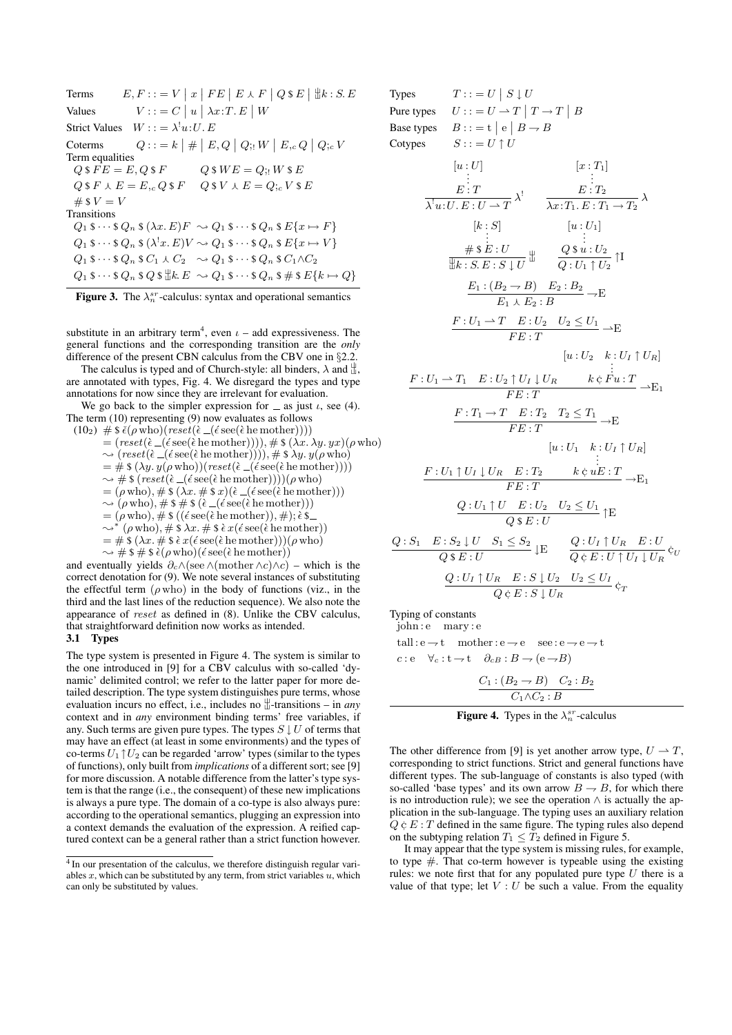Terms $\quad E, F ::= V \mid x \mid FE \mid E \curlywedge F \mid Q \$ E \mid \text{⩩}k{:}S.\, E$

Values $\quad V ::= C \mid u \mid \lambda x{:}T.\, E \mid W$

Strict Values $\quad W ::= \lambda^! u{:}U.\, E$

Coterms $\quad Q ::= k \mid \# \mid E, Q \mid Q ;_! W \mid E ,_c Q \mid Q ;_c V$

Term equalities

$$Q \$ FE = E, Q \$ F \qquad Q \$ WE = Q ;_! W \$ E$$

$$Q \$ F \curlywedge E = E ,_c Q \$ F \qquad Q \$ V \curlywedge E = Q ;_c V \$ E$$

$$\# \$ V = V$$

Transitions

$$Q_1 \$ \cdots \$ Q_n \$ (\lambda x.\, E)F \rightsquigarrow Q_1 \$ \cdots \$ Q_n \$ E\{x \mapsto F\}$$

$$Q_1 \$ \cdots \$ Q_n \$ (\lambda^! x.\, E)V \rightsquigarrow Q_1 \$ \cdots \$ Q_n \$ E\{x \mapsto V\}$$

$$Q_1 \$ \cdots \$ Q_n \$ C_1 \curlywedge C_2 \quad \rightsquigarrow Q_1 \$ \cdots \$ Q_n \$ C_1 \wedge C_2$$

$$Q_1 \$ \cdots \$ Q_n \$ Q \$ \text{⩩}k.\, E \rightsquigarrow Q_1 \$ \cdots \$ Q_n \$ \# \$ E\{k \mapsto Q\}$$

**Figure 3.** The $\lambda_n^{sr}$-calculus: syntax and operational semantics

substitute in an arbitrary term[4], even $\iota$ – add expressiveness. The general functions and the corresponding transition are the *only* difference of the present CBN calculus from the CBV one in §2.2.

The calculus is typed and of Church-style: all binders, $\lambda$ and ⩩, are annotated with types, Fig. 4. We disregard the types and type annotations for now since they are irrelevant for evaluation.

We go back to the simpler expression for $\_$ as just $\iota$, see (4). The term (10) representing (9) now evaluates as follows

$$
\begin{aligned}
(10_2)\quad & \# \$ \check{\epsilon}(\rho\,\text{who})(reset(\grave{\epsilon}\ \_(\acute{\epsilon}\,\text{see}(\grave{\epsilon}\,\text{he mother})))) \\
& = (reset(\grave{\epsilon}\ \_(\acute{\epsilon}\,\text{see}(\grave{\epsilon}\,\text{he mother})))), \# \$ (\lambda x.\, \lambda y.\, yx)(\rho\,\text{who}) \\
& \rightsquigarrow (reset(\grave{\epsilon}\ \_(\acute{\epsilon}\,\text{see}(\grave{\epsilon}\,\text{he mother})))), \# \$ \lambda y.\, y(\rho\,\text{who}) \\
& = \# \$ (\lambda y.\, y(\rho\,\text{who}))(reset(\grave{\epsilon}\ \_(\acute{\epsilon}\,\text{see}(\grave{\epsilon}\,\text{he mother})))) \\
& \rightsquigarrow \# \$ (reset(\grave{\epsilon}\ \_(\acute{\epsilon}\,\text{see}(\grave{\epsilon}\,\text{he mother}))))(\rho\,\text{who}) \\
& = (\rho\,\text{who}), \# \$ (\lambda x.\, \# \$ x)(\grave{\epsilon}\ \_(\acute{\epsilon}\,\text{see}(\grave{\epsilon}\,\text{he mother}))) \\
& \rightsquigarrow (\rho\,\text{who}), \# \$ \# \$ (\grave{\epsilon}\ \_(\acute{\epsilon}\,\text{see}(\grave{\epsilon}\,\text{he mother}))) \\
& = (\rho\,\text{who}), \# \$ ((\acute{\epsilon}\,\text{see}(\grave{\epsilon}\,\text{he mother})), \#); \grave{\epsilon} \$ \_ \\
& \rightsquigarrow^* (\rho\,\text{who}), \# \$ \lambda x.\, \# \$ \grave{\epsilon}\, x(\acute{\epsilon}\,\text{see}(\grave{\epsilon}\,\text{he mother})) \\
& = \# \$ (\lambda x.\, \# \$ \grave{\epsilon}\, x(\acute{\epsilon}\,\text{see}(\grave{\epsilon}\,\text{he mother})))(\rho\,\text{who}) \\
& \rightsquigarrow \# \$ \# \$ \grave{\epsilon}(\rho\,\text{who})(\acute{\epsilon}\,\text{see}(\grave{\epsilon}\,\text{he mother}))
\end{aligned}
$$

and eventually yields $\partial_c \wedge (\text{see} \wedge (\text{mother} \wedge c) \wedge c)$ – which is the correct denotation for (9). We note several instances of substituting the effectful term $(\rho\,\text{who})$ in the body of functions (viz., in the third and the last lines of the reduction sequence). We also note the appearance of *reset* as defined in (8). Unlike the CBV calculus, that straightforward definition now works as intended.

### 3.1 Types

The type system is presented in Figure 4. The system is similar to the one introduced in [9] for a CBV calculus with so-called 'dynamic' delimited control; we refer to the latter paper for more detailed description. The type system distinguishes pure terms, whose evaluation incurs no effect, i.e., includes no ⩩-transitions – in *any* context and in *any* environment binding terms' free variables, if any. Such terms are given pure types. The types $S \downarrow U$ of terms that may have an effect (at least in some environments) and the types of co-terms $U_1 \uparrow U_2$ can be regarded 'arrow' types (similar to the types of functions), only built from *implications* of a different sort; see [9] for more discussion. A notable difference from the latter's type system is that the range (i.e., the consequent) of these new implications is always a pure type. The domain of a co-type is also always pure: according to the operational semantics, plugging an expression into a context demands the evaluation of the expression. A reified captured context can be a general rather than a strict function however.

Types $\quad T ::= U \mid S \downarrow U$

Pure types $\quad U ::= U \rightharpoonup T \mid T \to T \mid B$

Base types $\quad B ::= \mathrm{t} \mid \mathrm{e} \mid B \to B$

Cotypes $\quad S ::= U \uparrow U$

$$\frac{\begin{array}{c}[u : U] \\ \vdots \\ E : T\end{array}}{\lambda^! u{:}U.\, E : U \rightharpoonup T}\,\lambda^! \qquad \frac{\begin{array}{c}[x : T_1] \\ \vdots \\ E : T_2\end{array}}{\lambda x{:}T_1.\, E : T_1 \to T_2}\,\lambda$$

$$\frac{\begin{array}{c}[k : S] \\ \vdots \\ \# \$ E : U\end{array}}{\text{⩩}k{:}S.\, E : S \downarrow U}\,\text{⩩} \qquad \frac{\begin{array}{c}[u : U_1] \\ \vdots \\ Q \$ u : U_2\end{array}}{Q : U_1 \uparrow U_2}\,\uparrow\!\mathrm{I}$$

$$\frac{E_1 : (B_2 \to B) \quad E_2 : B_2}{E_1 \curlywedge E_2 : B}\,\to\!\mathrm{E}$$

$$\frac{F : U_1 \rightharpoonup T \quad E : U_2 \quad U_2 \le U_1}{FE : T}\,\rightharpoonup\!\mathrm{E}$$

$$\frac{F : U_1 \rightharpoonup T_1 \quad E : U_2 \uparrow U_I \downarrow U_R \quad \begin{array}{c}[u : U_2 \quad k : U_I \uparrow U_R] \\ \vdots \\ k \,¢\, Fu : T\end{array}}{FE : T}\,\rightharpoonup\!\mathrm{E}_1$$

$$\frac{F : T_1 \to T \quad E : T_2 \quad T_2 \le T_1}{FE : T}\,\to\!\mathrm{E}$$

$$\frac{F : U_1 \uparrow U_I \downarrow U_R \quad E : T_2 \quad \begin{array}{c}[u : U_1 \quad k : U_I \uparrow U_R] \\ \vdots \\ k \,¢\, uE : T\end{array}}{FE : T}\,\to\!\mathrm{E}_1$$

$$\frac{Q : U_1 \uparrow U \quad E : U_2 \quad U_2 \le U_1}{Q \$ E : U}\,\uparrow\!\mathrm{E}$$

$$\frac{Q : S_1 \quad E : S_2 \downarrow U \quad S_1 \le S_2}{Q \$ E : U}\,\downarrow\!\mathrm{E} \qquad \frac{Q : U_I \uparrow U_R \quad E : U}{Q \,¢\, E : U \uparrow U_I \downarrow U_R}\,¢_U$$

$$\frac{Q : U_I \uparrow U_R \quad E : S \downarrow U_2 \quad U_2 \le U_I}{Q \,¢\, E : S \downarrow U_R}\,¢_T$$

Typing of constants

$\text{john} : \mathrm{e} \quad \text{mary} : \mathrm{e}$

$\text{tall} : \mathrm{e} \to \mathrm{t} \quad \text{mother} : \mathrm{e} \to \mathrm{e} \quad \text{see} : \mathrm{e} \to \mathrm{e} \to \mathrm{t}$

$c : \mathrm{e} \quad \forall_c : \mathrm{t} \to \mathrm{t} \quad \partial_{cB} : B \to (\mathrm{e} \to B)$

$$\frac{C_1 : (B_2 \to B) \quad C_2 : B_2}{C_1 \wedge C_2 : B}$$

**Figure 4.** Types in the $\lambda_n^{sr}$-calculus

The other difference from [9] is yet another arrow type, $U \rightharpoonup T$, corresponding to strict functions. Strict and general functions have different types. The sub-language of constants is also typed (with so-called 'base types' and its own arrow $B \to B$, for which there is no introduction rule); we see the operation $\wedge$ is actually the application in the sub-language. The typing uses an auxiliary relation $Q \,¢\, E : T$ defined in the same figure. The typing rules also depend on the subtyping relation $T_1 \le T_2$ defined in Figure 5.

It may appear that the type system is missing rules, for example, to type $\#$. That co-term however is typeable using the existing rules: we note first that for any populated pure type $U$ there is a value of that type; let $V : U$ be such a value. From the equality

[4] In our presentation of the calculus, we therefore distinguish regular variables $x$, which can be substituted by any term, from strict variables $u$, which can only be substituted by values.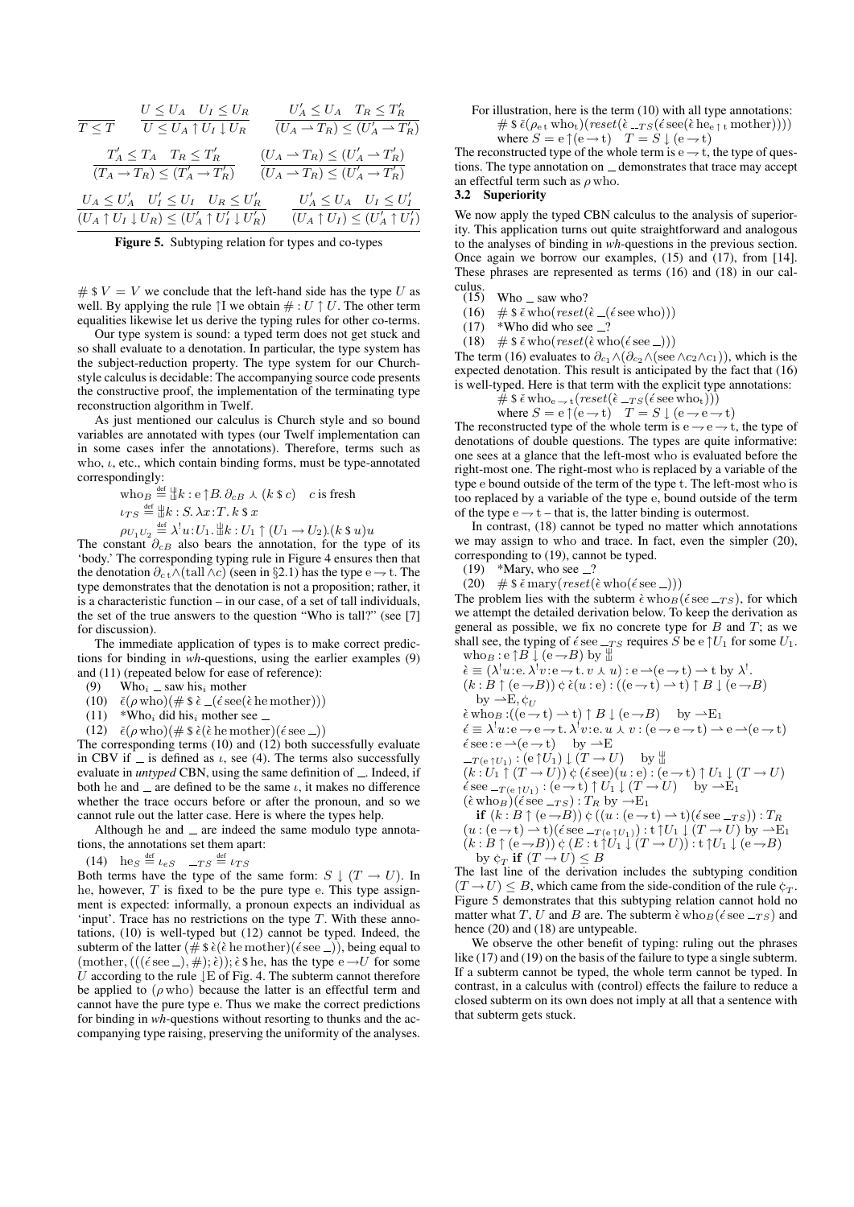$$\frac{}{T \leq T} \qquad \frac{U \leq U_A \quad U_I \leq U_R}{U \leq U_A \uparrow U_I \downarrow U_R} \qquad \frac{U'_A \leq U_A \quad T_R \leq T'_R}{(U_A \rightharpoonup T_R) \leq (U'_A \rightharpoonup T'_R)}$$

$$\frac{T'_A \leq T_A \quad T_R \leq T'_R}{(T_A \rightarrow T_R) \leq (T'_A \rightarrow T'_R)} \qquad \frac{(U_A \rightharpoonup T_R) \leq (U'_A \rightharpoonup T'_R)}{(U_A \rightharpoonup T_R) \leq (U'_A \rightharpoonup T'_R)}$$

$$\frac{U_A \leq U'_A \quad U'_I \leq U_I \quad U_R \leq U'_R}{(U_A \uparrow U_I \downarrow U_R) \leq (U'_A \uparrow U'_I \downarrow U'_R)} \qquad \frac{U'_A \leq U_A \quad U_I \leq U'_I}{(U_A \uparrow U_I) \leq (U'_A \uparrow U'_I)}$$

**Figure 5.** Subtyping relation for types and co-types

$\# \$ V = V$ we conclude that the left-hand side has the type $U$ as well. By applying the rule $\uparrow$I we obtain $\# : U \uparrow U$. The other term equalities likewise let us derive the typing rules for other co-terms.

Our type system is sound: a typed term does not get stuck and so shall evaluate to a denotation. In particular, the type system has the subject-reduction property. The type system for our Church-style calculus is decidable: The accompanying source code presents the constructive proof, the implementation of the terminating type reconstruction algorithm in Twelf.

As just mentioned our calculus is Church style and so bound variables are annotated with types (our Twelf implementation can in some cases infer the annotations). Therefore, terms such as who, $\iota$, etc., which contain binding forms, must be type-annotated correspondingly:

$$\text{who}_B \stackrel{\text{def}}{=} \amalg k : \mathrm{e} \uparrow B.\, \partial_{cB} \curlywedge (k \,\$\, c) \quad c \text{ is fresh}$$

$$\iota_{TS} \stackrel{\text{def}}{=} \amalg k : S.\, \lambda x{:}T.\, k \,\$\, x$$

$$\rho_{U_1 U_2} \stackrel{\text{def}}{=} \lambda^! u{:}U_1.\, \amalg k : U_1 \uparrow (U_1 \rightarrow U_2).(k \,\$\, u) u$$

The constant $\partial_{cB}$ also bears the annotation, for the type of its 'body.' The corresponding typing rule in Figure 4 ensures then that the denotation $\partial_{c\,\mathrm{t}} \wedge (\text{tall} \wedge c)$ (seen in §2.1) has the type $\mathrm{e} \rightarrow \mathrm{t}$. The type demonstrates that the denotation is not a proposition; rather, it is a characteristic function – in our case, of a set of tall individuals, the set of the true answers to the question "Who is tall?" (see [7] for discussion).

The immediate application of types is to make correct predictions for binding in *wh*-questions, using the earlier examples (9) and (11) (repeated below for ease of reference):

(9) Who$_i$ _ saw his$_i$ mother

(10) $\grave{\epsilon}(\rho\,\text{who})(\# \,\$\, \grave{\epsilon}\, \_(\acute{\epsilon}\,\text{see}(\grave{\epsilon}\,\text{he}\,\text{mother})))$

(11) *Who$_i$ did his$_i$ mother see _

(12) $\grave{\epsilon}(\rho\,\text{who})(\# \,\$\, \grave{\epsilon}(\grave{\epsilon}\,\text{he}\,\text{mother})(\acute{\epsilon}\,\text{see}\,\_))$

The corresponding terms (10) and (12) both successfully evaluate in CBV if _ is defined as $\iota$, see (4). The terms also successfully evaluate in *untyped* CBN, using the same definition of _. Indeed, if both he and _ are defined to be the same $\iota$, it makes no difference whether the trace occurs before or after the pronoun, and so we cannot rule out the latter case. Here is where the types help.

Although he and _ are indeed the same modulo type annotations, the annotations set them apart:

(14) $\text{he}_S \stackrel{\text{def}}{=} \iota_{\mathrm{e}S} \quad \_{}_{TS} \stackrel{\text{def}}{=} \iota_{TS}$

Both terms have the type of the same form: $S \downarrow (T \rightarrow U)$. In he, however, $T$ is fixed to be the pure type e. This type assignment is expected: informally, a pronoun expects an individual as 'input'. Trace has no restrictions on the type $T$. With these annotations, (10) is well-typed but (12) cannot be typed. Indeed, the subterm of the latter ($\# \,\$\, \grave{\epsilon}(\grave{\epsilon}\,\text{he}\,\text{mother})(\acute{\epsilon}\,\text{see}\,\_)$), being equal to $(\text{mother}, (((\acute{\epsilon}\,\text{see}\,\_), \#); \grave{\epsilon})); \grave{\epsilon} \,\$\, \text{he}$, has the type $\mathrm{e} \rightarrow U$ for some $U$ according to the rule $\downarrow$E of Fig. 4. The subterm cannot therefore be applied to $(\rho\,\text{who})$ because the latter is an effectful term and cannot have the pure type e. Thus we make the correct predictions for binding in *wh*-questions without resorting to thunks and the accompanying type raising, preserving the uniformity of the analyses.

For illustration, here is the term (10) with all type annotations:

$$\# \,\$\, \grave{\epsilon}(\rho_{\mathrm{e\,t}}\,\text{who}_{\mathrm{t}})(\mathit{reset}(\grave{\epsilon}\, \_{}_{TS}(\acute{\epsilon}\,\text{see}(\grave{\epsilon}\,\text{he}_{\mathrm{e}\uparrow\mathrm{t}}\,\text{mother}))))$$

$$\text{where } S = \mathrm{e} \uparrow (\mathrm{e} \rightarrow \mathrm{t}) \quad T = S \downarrow (\mathrm{e} \rightarrow \mathrm{t})$$

The reconstructed type of the whole term is $\mathrm{e} \rightarrow \mathrm{t}$, the type of questions. The type annotation on _ demonstrates that trace may accept an effectful term such as $\rho\,\text{who}$.

### 3.2 Superiority

We now apply the typed CBN calculus to the analysis of superiority. This application turns out quite straightforward and analogous to the analyses of binding in *wh*-questions in the previous section. Once again we borrow our examples, (15) and (17), from [14]. These phrases are represented as terms (16) and (18) in our calculus.

(15) Who _ saw who?

(16) $\# \,\$\, \grave{\epsilon}\,\text{who}(\mathit{reset}(\grave{\epsilon}\, \_(\acute{\epsilon}\,\text{see}\,\text{who})))$

(17) *Who did who see _?

(18) $\# \,\$\, \grave{\epsilon}\,\text{who}(\mathit{reset}(\grave{\epsilon}\,\text{who}(\acute{\epsilon}\,\text{see}\,\_)))$

The term (16) evaluates to $\partial_{c_1} \wedge (\partial_{c_2} \wedge (\text{see} \wedge c_2 \wedge c_1))$, which is the expected denotation. This result is anticipated by the fact that (16) is well-typed. Here is that term with the explicit type annotations:

$$\# \,\$\, \grave{\epsilon}\,\text{who}_{\mathrm{e}\rightarrow\mathrm{t}}(\mathit{reset}(\grave{\epsilon}\, \_{}_{TS}(\acute{\epsilon}\,\text{see}\,\text{who}_{\mathrm{t}})))$$

$$\text{where } S = \mathrm{e} \uparrow (\mathrm{e} \rightarrow \mathrm{t}) \quad T = S \downarrow (\mathrm{e} \rightarrow \mathrm{e} \rightarrow \mathrm{t})$$

The reconstructed type of the whole term is $\mathrm{e} \rightarrow \mathrm{e} \rightarrow \mathrm{t}$, the type of denotations of double questions. The types are quite informative: one sees at a glance that the left-most who is evaluated before the right-most one. The right-most who is replaced by a variable of the type e bound outside of the term of the type t. The left-most who is too replaced by a variable of the type e, bound outside of the term of the type $\mathrm{e} \rightarrow \mathrm{t}$ – that is, the latter binding is outermost.

In contrast, (18) cannot be typed no matter which annotations we may assign to who and trace. In fact, even the simpler (20), corresponding to (19), cannot be typed.

(19) *Mary, who see _?

(20) $\# \,\$\, \grave{\epsilon}\,\text{mary}(\mathit{reset}(\grave{\epsilon}\,\text{who}(\acute{\epsilon}\,\text{see}\,\_)))$

The problem lies with the subterm $\grave{\epsilon}\,\text{who}_B(\acute{\epsilon}\,\text{see}\,\_{}_{TS})$, for which we attempt the detailed derivation below. To keep the derivation as general as possible, we fix no concrete type for $B$ and $T$; as we shall see, the typing of $\acute{\epsilon}\,\text{see}\,\_{}_{TS}$ requires $S$ be $\mathrm{e} \uparrow U_1$ for some $U_1$.

$\text{who}_B : \mathrm{e} \uparrow B \downarrow (\mathrm{e} \rightarrow B)$ by $\amalg$

$\grave{\epsilon} \equiv (\lambda^! u{:}\mathrm{e}.\, \lambda^! v{:}\mathrm{e} \rightarrow \mathrm{t}.\, v \curlywedge u) : \mathrm{e} \rightharpoonup (\mathrm{e} \rightarrow \mathrm{t}) \rightharpoonup \mathrm{t}$ by $\lambda^!$.

$(k : B \uparrow (\mathrm{e} \rightarrow B)) ¢\, \grave{\epsilon}(u : \mathrm{e}) : ((\mathrm{e} \rightarrow \mathrm{t}) \rightharpoonup \mathrm{t}) \uparrow B \downarrow (\mathrm{e} \rightarrow B)$

  by $\rightharpoonup$E, $¢_U$

$\grave{\epsilon}\,\text{who}_B : ((\mathrm{e} \rightarrow \mathrm{t}) \rightharpoonup \mathrm{t}) \uparrow B \downarrow (\mathrm{e} \rightarrow B)$  by $\rightharpoonup$E$_1$

$\acute{\epsilon} \equiv \lambda^! u{:}\mathrm{e} \rightarrow \mathrm{e} \rightarrow \mathrm{t}.\, \lambda^! v{:}\mathrm{e}.\, u \curlywedge v : (\mathrm{e} \rightarrow \mathrm{e} \rightarrow \mathrm{t}) \rightharpoonup \mathrm{e} \rightharpoonup (\mathrm{e} \rightarrow \mathrm{t})$

$\acute{\epsilon}\,\text{see} : \mathrm{e} \rightharpoonup (\mathrm{e} \rightarrow \mathrm{t})$  by $\rightharpoonup$E

$\_{}_{T(\mathrm{e}\uparrow U_1)} : (\mathrm{e} \uparrow U_1) \downarrow (T \rightarrow U)$  by $\amalg$

$(k : U_1 \uparrow (T \rightarrow U)) ¢\, (\acute{\epsilon}\,\text{see})(u : \mathrm{e}) : (\mathrm{e} \rightarrow \mathrm{t}) \uparrow U_1 \downarrow (T \rightarrow U)$

$\acute{\epsilon}\,\text{see}\,\_{}_{T(\mathrm{e}\uparrow U_1)} : (\mathrm{e} \rightarrow \mathrm{t}) \uparrow U_1 \downarrow (T \rightarrow U)$  by $\rightharpoonup$E$_1$

$(\grave{\epsilon}\,\text{who}_B)(\acute{\epsilon}\,\text{see}\,\_{}_{TS}) : T_R$ by $\rightarrow$E$_1$

  **if** $(k : B \uparrow (\mathrm{e} \rightarrow B)) ¢\, ((u : (\mathrm{e} \rightarrow \mathrm{t}) \rightharpoonup \mathrm{t})(\acute{\epsilon}\,\text{see}\,\_{}_{TS})) : T_R$

$(u : (\mathrm{e} \rightarrow \mathrm{t}) \rightharpoonup \mathrm{t})(\acute{\epsilon}\,\text{see}\,\_{}_{T(\mathrm{e}\uparrow U_1)}) : \mathrm{t} \uparrow U_1 \downarrow (T \rightarrow U)$ by $\rightharpoonup$E$_1$

$(k : B \uparrow (\mathrm{e} \rightarrow B)) ¢\, (E : \mathrm{t} \uparrow U_1 \downarrow (T \rightarrow U)) : \mathrm{t} \uparrow U_1 \downarrow (\mathrm{e} \rightarrow B)$

  by $¢_T$ **if** $(T \rightarrow U) \leq B$

The last line of the derivation includes the subtyping condition $(T \rightarrow U) \leq B$, which came from the side-condition of the rule $¢_T$. Figure 5 demonstrates that this subtyping relation cannot hold no matter what $T$, $U$ and $B$ are. The subterm $\grave{\epsilon}\,\text{who}_B(\acute{\epsilon}\,\text{see}\,\_{}_{TS})$ and hence (20) and (18) are untypeable.

We observe the other benefit of typing: ruling out the phrases like (17) and (19) on the basis of the failure to type a single subterm. If a subterm cannot be typed, the whole term cannot be typed. In contrast, in a calculus with (control) effects the failure to reduce a closed subterm on its own does not imply at all that a sentence with that subterm gets stuck.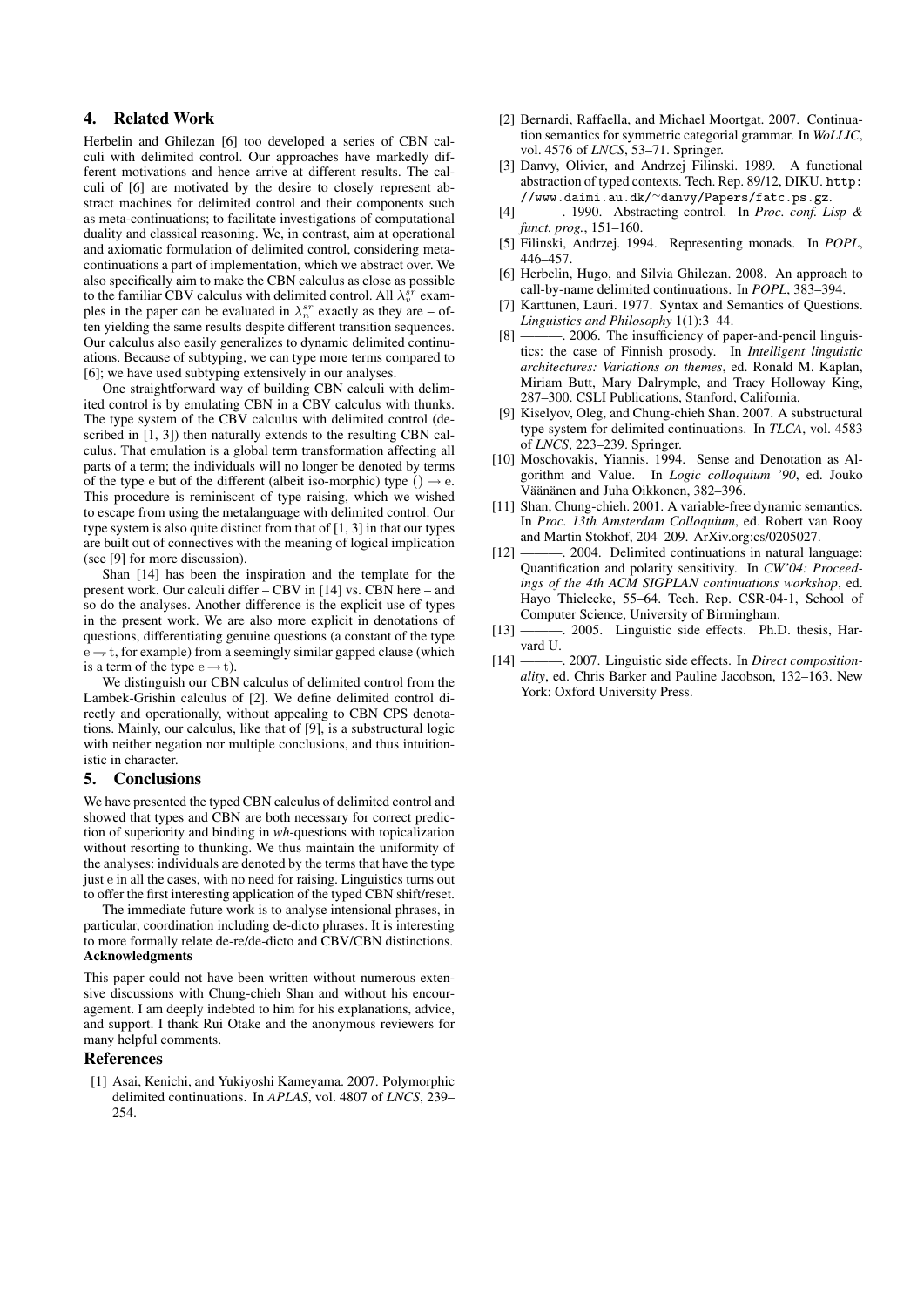## 4. Related Work

Herbelin and Ghilezan [6] too developed a series of CBN calculi with delimited control. Our approaches have markedly different motivations and hence arrive at different results. The calculi of [6] are motivated by the desire to closely represent abstract machines for delimited control and their components such as meta-continuations; to facilitate investigations of computational duality and classical reasoning. We, in contrast, aim at operational and axiomatic formulation of delimited control, considering meta-continuations a part of implementation, which we abstract over. We also specifically aim to make the CBN calculus as close as possible to the familiar CBV calculus with delimited control. All $\lambda_v^{sr}$ examples in the paper can be evaluated in $\lambda_n^{sr}$ exactly as they are – often yielding the same results despite different transition sequences. Our calculus also easily generalizes to dynamic delimited continuations. Because of subtyping, we can type more terms compared to [6]; we have used subtyping extensively in our analyses.

One straightforward way of building CBN calculi with delimited control is by emulating CBN in a CBV calculus with thunks. The type system of the CBV calculus with delimited control (described in [1, 3]) then naturally extends to the resulting CBN calculus. That emulation is a global term transformation affecting all parts of a term; the individuals will no longer be denoted by terms of the type e but of the different (albeit iso-morphic) type $() \rightarrow \mathrm{e}$. This procedure is reminiscent of type raising, which we wished to escape from using the metalanguage with delimited control. Our type system is also quite distinct from that of [1, 3] in that our types are built out of connectives with the meaning of logical implication (see [9] for more discussion).

Shan [14] has been the inspiration and the template for the present work. Our calculi differ – CBV in [14] vs. CBN here – and so do the analyses. Another difference is the explicit use of types in the present work. We are also more explicit in denotations of questions, differentiating genuine questions (a constant of the type $\mathrm{e} \rightarrowtail \mathrm{t}$, for example) from a seemingly similar gapped clause (which is a term of the type $\mathrm{e} \rightarrow \mathrm{t}$).

We distinguish our CBN calculus of delimited control from the Lambek-Grishin calculus of [2]. We define delimited control directly and operationally, without appealing to CBN CPS denotations. Mainly, our calculus, like that of [9], is a substructural logic with neither negation nor multiple conclusions, and thus intuitionistic in character.

## 5. Conclusions

We have presented the typed CBN calculus of delimited control and showed that types and CBN are both necessary for correct prediction of superiority and binding in *wh*-questions with topicalization without resorting to thunking. We thus maintain the uniformity of the analyses: individuals are denoted by the terms that have the type just e in all the cases, with no need for raising. Linguistics turns out to offer the first interesting application of the typed CBN shift/reset.

The immediate future work is to analyse intensional phrases, in particular, coordination including de-dicto phrases. It is interesting to more formally relate de-re/de-dicto and CBV/CBN distinctions.

### Acknowledgments

This paper could not have been written without numerous extensive discussions with Chung-chieh Shan and without his encouragement. I am deeply indebted to him for his explanations, advice, and support. I thank Rui Otake and the anonymous reviewers for many helpful comments.

## References

[1] Asai, Kenichi, and Yukiyoshi Kameyama. 2007. Polymorphic delimited continuations. In *APLAS*, vol. 4807 of *LNCS*, 239–254.

[2] Bernardi, Raffaella, and Michael Moortgat. 2007. Continuation semantics for symmetric categorial grammar. In *WoLLIC*, vol. 4576 of *LNCS*, 53–71. Springer.

[3] Danvy, Olivier, and Andrzej Filinski. 1989. A functional abstraction of typed contexts. Tech. Rep. 89/12, DIKU. `http://www.daimi.au.dk/~danvy/Papers/fatc.ps.gz`.

[4] ———. 1990. Abstracting control. In *Proc. conf. Lisp & funct. prog.*, 151–160.

[5] Filinski, Andrzej. 1994. Representing monads. In *POPL*, 446–457.

[6] Herbelin, Hugo, and Silvia Ghilezan. 2008. An approach to call-by-name delimited continuations. In *POPL*, 383–394.

[7] Karttunen, Lauri. 1977. Syntax and Semantics of Questions. *Linguistics and Philosophy* 1(1):3–44.

[8] ———. 2006. The insufficiency of paper-and-pencil linguistics: the case of Finnish prosody. In *Intelligent linguistic architectures: Variations on themes*, ed. Ronald M. Kaplan, Miriam Butt, Mary Dalrymple, and Tracy Holloway King, 287–300. CSLI Publications, Stanford, California.

[9] Kiselyov, Oleg, and Chung-chieh Shan. 2007. A substructural type system for delimited continuations. In *TLCA*, vol. 4583 of *LNCS*, 223–239. Springer.

[10] Moschovakis, Yiannis. 1994. Sense and Denotation as Algorithm and Value. In *Logic colloquium '90*, ed. Jouko Väänänen and Juha Oikkonen, 382–396.

[11] Shan, Chung-chieh. 2001. A variable-free dynamic semantics. In *Proc. 13th Amsterdam Colloquium*, ed. Robert van Rooy and Martin Stokhof, 204–209. ArXiv.org:cs/0205027.

[12] ———. 2004. Delimited continuations in natural language: Quantification and polarity sensitivity. In *CW'04: Proceedings of the 4th ACM SIGPLAN continuations workshop*, ed. Hayo Thielecke, 55–64. Tech. Rep. CSR-04-1, School of Computer Science, University of Birmingham.

[13] ———. 2005. Linguistic side effects. Ph.D. thesis, Harvard U.

[14] ———. 2007. Linguistic side effects. In *Direct compositionality*, ed. Chris Barker and Pauline Jacobson, 132–163. New York: Oxford University Press.